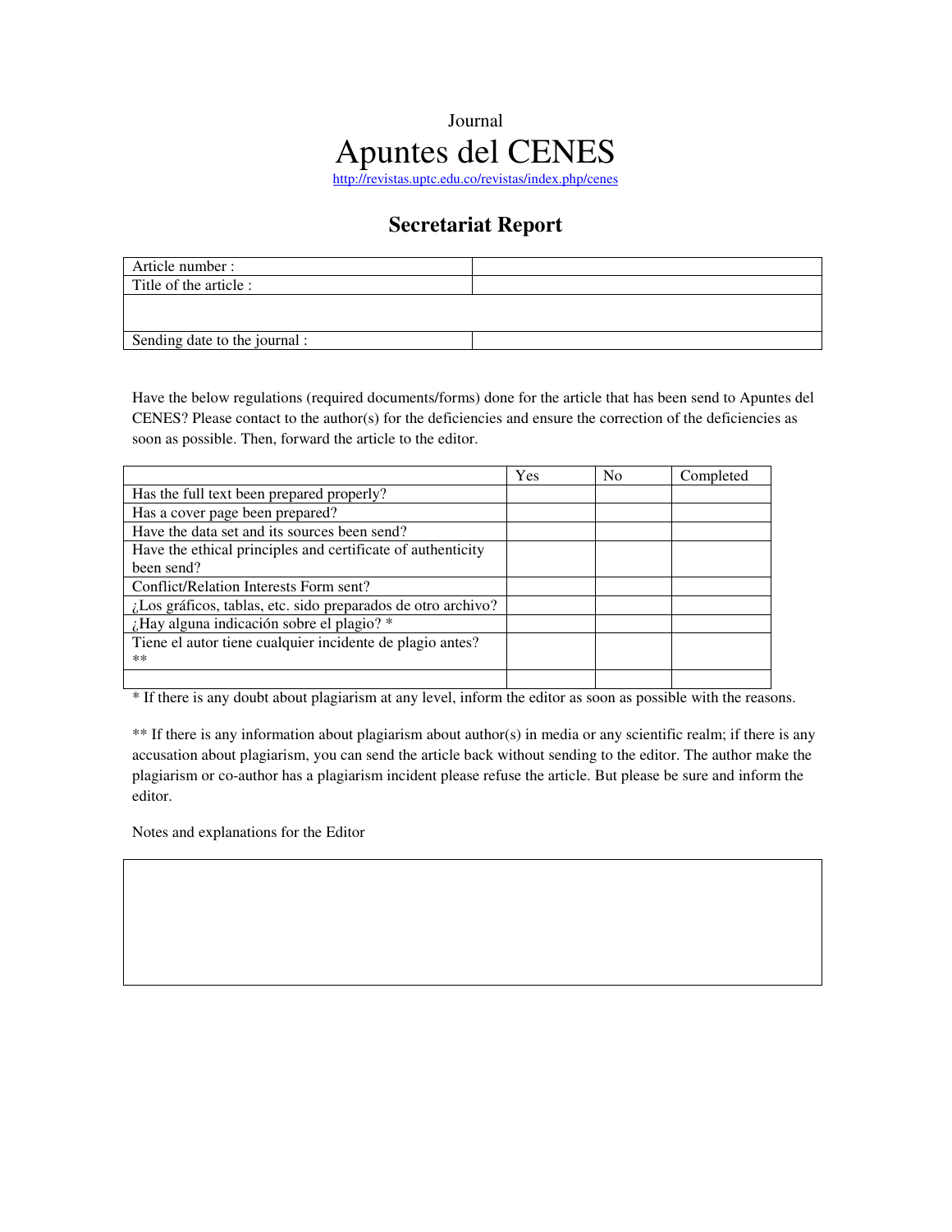Journal

# Apuntes del CENES

http://revistas.uptc.edu.co/revistas/index.php/cenes

## Secretariat Report

| Article number : | |
|---|---|
| Title of the article : | |
| | |
| Sending date to the journal : | |

Have the below regulations (required documents/forms) done for the article that has been send to Apuntes del CENES? Please contact to the author(s) for the deficiencies and ensure the correction of the deficiencies as soon as possible. Then, forward the article to the editor.

| | Yes | No | Completed |
|---|---|---|---|
| Has the full text been prepared properly? | | | |
| Has a cover page been prepared? | | | |
| Have the data set and its sources been send? | | | |
| Have the ethical principles and certificate of authenticity been send? | | | |
| Conflict/Relation Interests Form sent? | | | |
| ¿Los gráficos, tablas, etc. sido preparados de otro archivo? | | | |
| ¿Hay alguna indicación sobre el plagio? * | | | |
| Tiene el autor tiene cualquier incidente de plagio antes? ** | | | |
| | | | |

* If there is any doubt about plagiarism at any level, inform the editor as soon as possible with the reasons.

** If there is any information about plagiarism about author(s) in media or any scientific realm; if there is any accusation about plagiarism, you can send the article back without sending to the editor. The author make the plagiarism or co-author has a plagiarism incident please refuse the article. But please be sure and inform the editor.

Notes and explanations for the Editor

| |
|---|
| |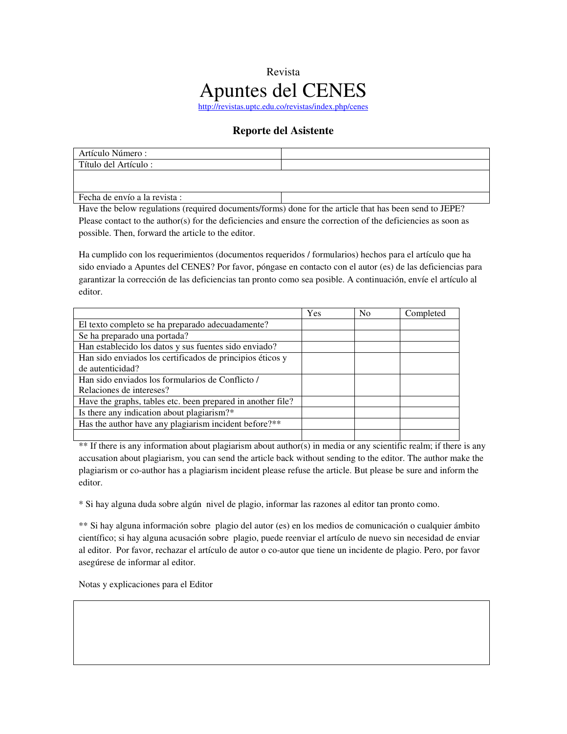Revista

# Apuntes del CENES

http://revistas.uptc.edu.co/revistas/index.php/cenes

## Reporte del Asistente

| | |
|---|---|
| Artículo Número : | |
| Título del Artículo : | |
| | |
| Fecha de envío a la revista : | |

Have the below regulations (required documents/forms) done for the article that has been send to JEPE? Please contact to the author(s) for the deficiencies and ensure the correction of the deficiencies as soon as possible. Then, forward the article to the editor.

Ha cumplido con los requerimientos (documentos requeridos / formularios) hechos para el artículo que ha sido enviado a Apuntes del CENES? Por favor, póngase en contacto con el autor (es) de las deficiencias para garantizar la corrección de las deficiencias tan pronto como sea posible. A continuación, envíe el artículo al editor.

| | Yes | No | Completed |
|---|---|---|---|
| El texto completo se ha preparado adecuadamente? | | | |
| Se ha preparado una portada? | | | |
| Han establecido los datos y sus fuentes sido enviado? | | | |
| Han sido enviados los certificados de principios éticos y de autenticidad? | | | |
| Han sido enviados los formularios de Conflicto / Relaciones de intereses? | | | |
| Have the graphs, tables etc. been prepared in another file? | | | |
| Is there any indication about plagiarism?* | | | |
| Has the author have any plagiarism incident before?** | | | |
| | | | |

** If there is any information about plagiarism about author(s) in media or any scientific realm; if there is any accusation about plagiarism, you can send the article back without sending to the editor. The author make the plagiarism or co-author has a plagiarism incident please refuse the article. But please be sure and inform the editor.

* Si hay alguna duda sobre algún nivel de plagio, informar las razones al editor tan pronto como.

** Si hay alguna información sobre plagio del autor (es) en los medios de comunicación o cualquier ámbito científico; si hay alguna acusación sobre plagio, puede reenviar el artículo de nuevo sin necesidad de enviar al editor. Por favor, rechazar el artículo de autor o co-autor que tiene un incidente de plagio. Pero, por favor asegúrese de informar al editor.

Notas y explicaciones para el Editor